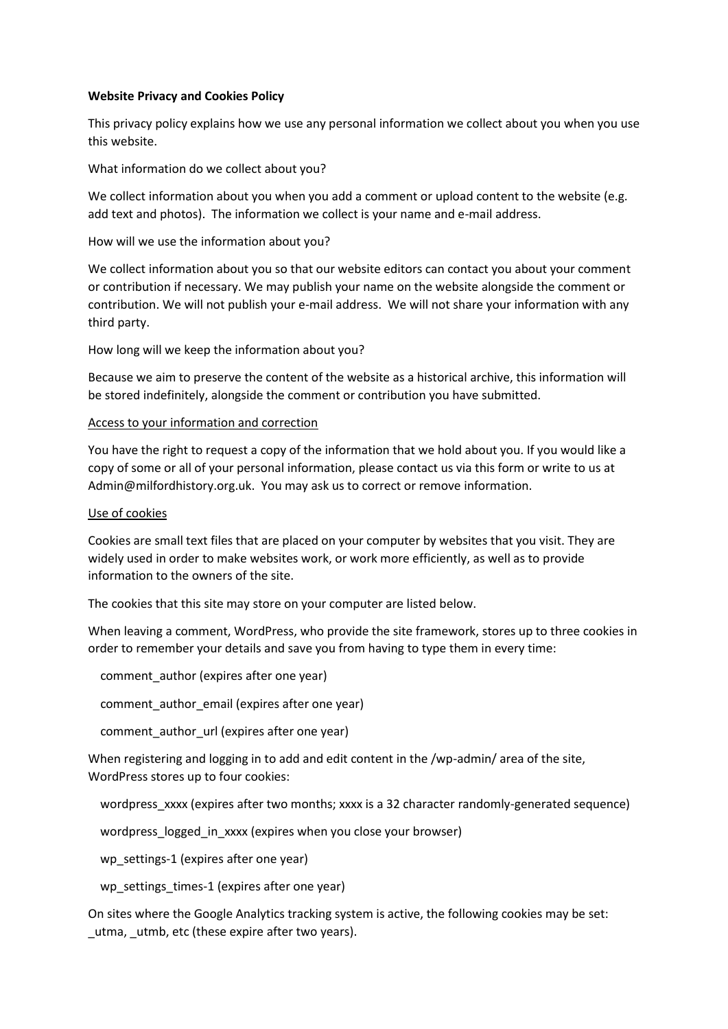**Website Privacy and Cookies Policy**

This privacy policy explains how we use any personal information we collect about you when you use this website.

What information do we collect about you?

We collect information about you when you add a comment or upload content to the website (e.g. add text and photos). The information we collect is your name and e-mail address.

How will we use the information about you?

We collect information about you so that our website editors can contact you about your comment or contribution if necessary. We may publish your name on the website alongside the comment or contribution. We will not publish your e-mail address. We will not share your information with any third party.

How long will we keep the information about you?

Because we aim to preserve the content of the website as a historical archive, this information will be stored indefinitely, alongside the comment or contribution you have submitted.

<u>Access to your information and correction</u>

You have the right to request a copy of the information that we hold about you. If you would like a copy of some or all of your personal information, please contact us via this form or write to us at Admin@milfordhistory.org.uk. You may ask us to correct or remove information.

<u>Use of cookies</u>

Cookies are small text files that are placed on your computer by websites that you visit. They are widely used in order to make websites work, or work more efficiently, as well as to provide information to the owners of the site.

The cookies that this site may store on your computer are listed below.

When leaving a comment, WordPress, who provide the site framework, stores up to three cookies in order to remember your details and save you from having to type them in every time:

comment_author (expires after one year)

comment_author_email (expires after one year)

comment_author_url (expires after one year)

When registering and logging in to add and edit content in the /wp-admin/ area of the site, WordPress stores up to four cookies:

wordpress_xxxx (expires after two months; xxxx is a 32 character randomly-generated sequence)

wordpress_logged_in_xxxx (expires when you close your browser)

wp_settings-1 (expires after one year)

wp_settings_times-1 (expires after one year)

On sites where the Google Analytics tracking system is active, the following cookies may be set: _utma, _utmb, etc (these expire after two years).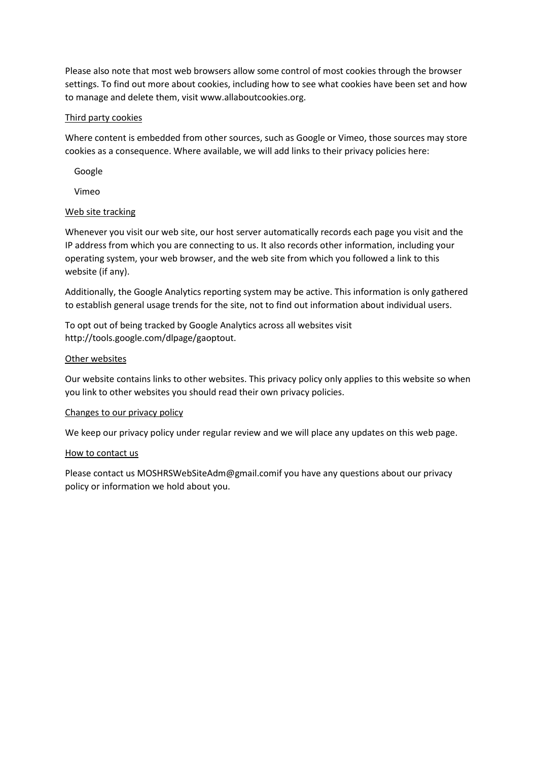Please also note that most web browsers allow some control of most cookies through the browser settings. To find out more about cookies, including how to see what cookies have been set and how to manage and delete them, visit www.allaboutcookies.org.

## Third party cookies

Where content is embedded from other sources, such as Google or Vimeo, those sources may store cookies as a consequence. Where available, we will add links to their privacy policies here:

Google

Vimeo

## Web site tracking

Whenever you visit our web site, our host server automatically records each page you visit and the IP address from which you are connecting to us. It also records other information, including your operating system, your web browser, and the web site from which you followed a link to this website (if any).

Additionally, the Google Analytics reporting system may be active. This information is only gathered to establish general usage trends for the site, not to find out information about individual users.

To opt out of being tracked by Google Analytics across all websites visit http://tools.google.com/dlpage/gaoptout.

## Other websites

Our website contains links to other websites. This privacy policy only applies to this website so when you link to other websites you should read their own privacy policies.

## Changes to our privacy policy

We keep our privacy policy under regular review and we will place any updates on this web page.

## How to contact us

Please contact us MOSHRSWebSiteAdm@gmail.comif you have any questions about our privacy policy or information we hold about you.